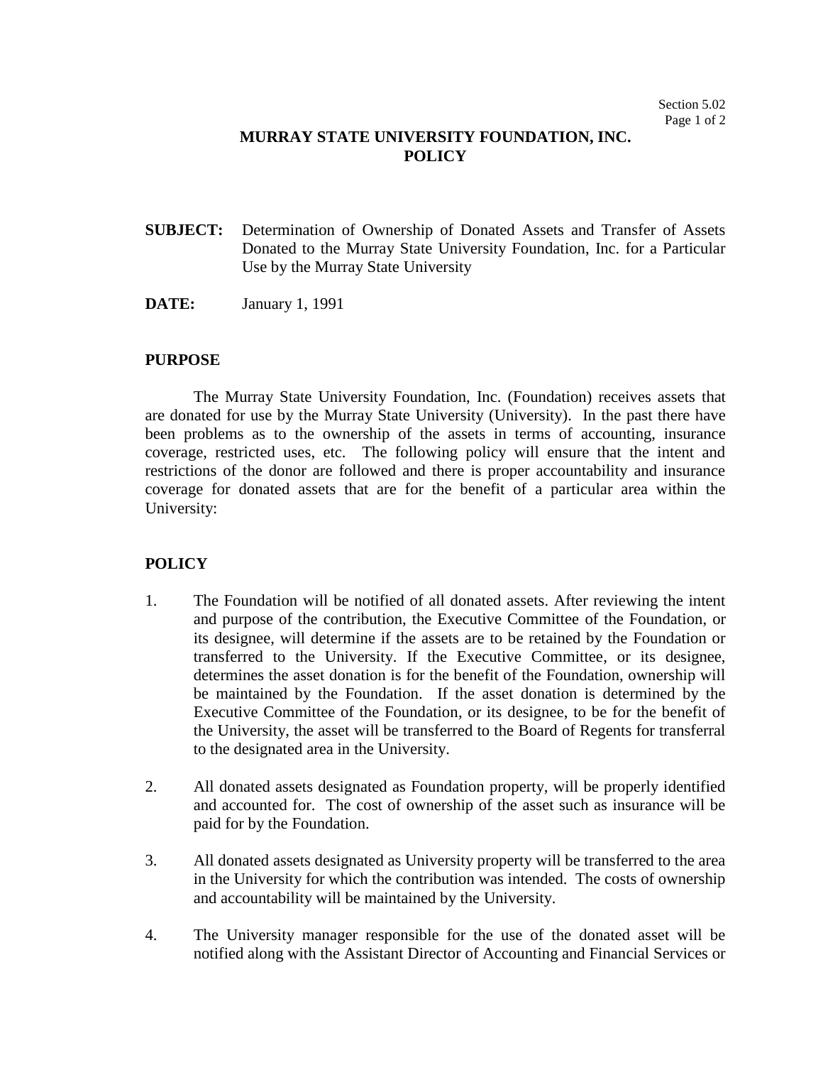# MURRAY STATE UNIVERSITY FOUNDATION, INC.
# POLICY

**SUBJECT:** Determination of Ownership of Donated Assets and Transfer of Assets Donated to the Murray State University Foundation, Inc. for a Particular Use by the Murray State University

**DATE:** January 1, 1991

## PURPOSE

The Murray State University Foundation, Inc. (Foundation) receives assets that are donated for use by the Murray State University (University). In the past there have been problems as to the ownership of the assets in terms of accounting, insurance coverage, restricted uses, etc. The following policy will ensure that the intent and restrictions of the donor are followed and there is proper accountability and insurance coverage for donated assets that are for the benefit of a particular area within the University:

## POLICY

1. The Foundation will be notified of all donated assets. After reviewing the intent and purpose of the contribution, the Executive Committee of the Foundation, or its designee, will determine if the assets are to be retained by the Foundation or transferred to the University. If the Executive Committee, or its designee, determines the asset donation is for the benefit of the Foundation, ownership will be maintained by the Foundation. If the asset donation is determined by the Executive Committee of the Foundation, or its designee, to be for the benefit of the University, the asset will be transferred to the Board of Regents for transferral to the designated area in the University.

2. All donated assets designated as Foundation property, will be properly identified and accounted for. The cost of ownership of the asset such as insurance will be paid for by the Foundation.

3. All donated assets designated as University property will be transferred to the area in the University for which the contribution was intended. The costs of ownership and accountability will be maintained by the University.

4. The University manager responsible for the use of the donated asset will be notified along with the Assistant Director of Accounting and Financial Services or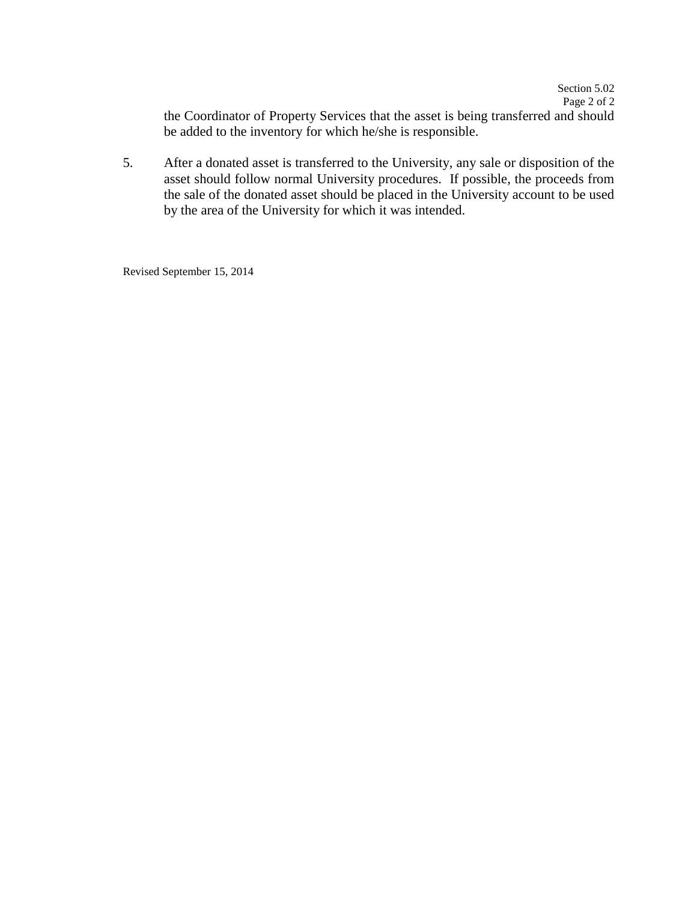the Coordinator of Property Services that the asset is being transferred and should be added to the inventory for which he/she is responsible.

5. After a donated asset is transferred to the University, any sale or disposition of the asset should follow normal University procedures. If possible, the proceeds from the sale of the donated asset should be placed in the University account to be used by the area of the University for which it was intended.

Revised September 15, 2014